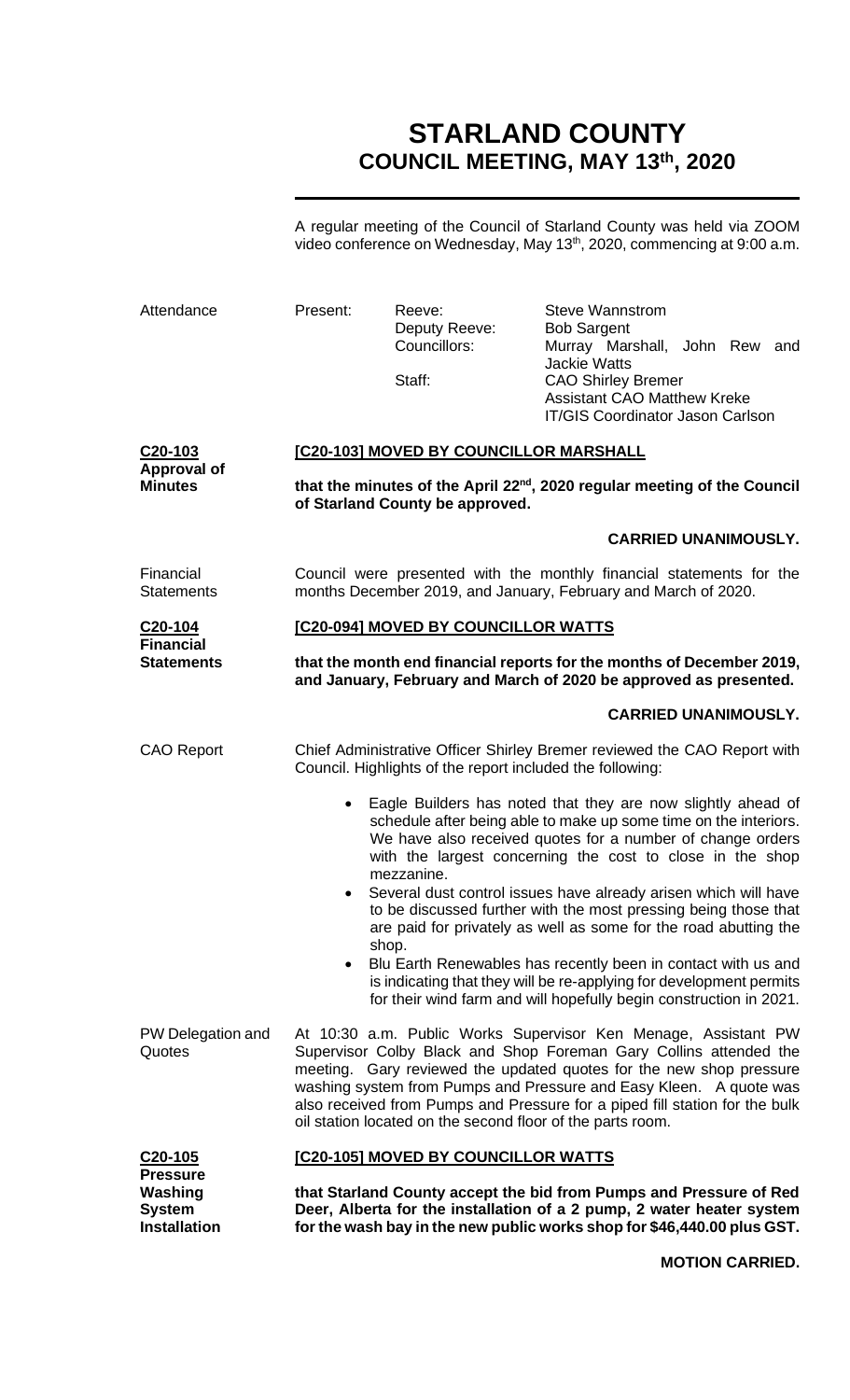# STARLAND COUNTY
## COUNCIL MEETING, MAY 13th, 2020

A regular meeting of the Council of Starland County was held via ZOOM video conference on Wednesday, May 13th, 2020, commencing at 9:00 a.m.

| Attendance | Present: | Reeve: | Steve Wannstrom |
|---|---|---|---|
| | | Deputy Reeve: | Bob Sargent |
| | | Councillors: | Murray Marshall, John Rew and Jackie Watts |
| | | Staff: | CAO Shirley Bremer |
| | | | Assistant CAO Matthew Kreke |
| | | | IT/GIS Coordinator Jason Carlson |

**C20-103**
**Approval of Minutes**

**[C20-103] MOVED BY COUNCILLOR MARSHALL**

**that the minutes of the April 22nd, 2020 regular meeting of the Council of Starland County be approved.**

**CARRIED UNANIMOUSLY.**

Financial Statements

Council were presented with the monthly financial statements for the months December 2019, and January, February and March of 2020.

**C20-104**
**Financial Statements**

**[C20-094] MOVED BY COUNCILLOR WATTS**

**that the month end financial reports for the months of December 2019, and January, February and March of 2020 be approved as presented.**

**CARRIED UNANIMOUSLY.**

CAO Report

Chief Administrative Officer Shirley Bremer reviewed the CAO Report with Council. Highlights of the report included the following:

- Eagle Builders has noted that they are now slightly ahead of schedule after being able to make up some time on the interiors. We have also received quotes for a number of change orders with the largest concerning the cost to close in the shop mezzanine.
- Several dust control issues have already arisen which will have to be discussed further with the most pressing being those that are paid for privately as well as some for the road abutting the shop.
- Blu Earth Renewables has recently been in contact with us and is indicating that they will be re-applying for development permits for their wind farm and will hopefully begin construction in 2021.

PW Delegation and Quotes

At 10:30 a.m. Public Works Supervisor Ken Menage, Assistant PW Supervisor Colby Black and Shop Foreman Gary Collins attended the meeting. Gary reviewed the updated quotes for the new shop pressure washing system from Pumps and Pressure and Easy Kleen. A quote was also received from Pumps and Pressure for a piped fill station for the bulk oil station located on the second floor of the parts room.

**C20-105**
**Pressure Washing System Installation**

**[C20-105] MOVED BY COUNCILLOR WATTS**

**that Starland County accept the bid from Pumps and Pressure of Red Deer, Alberta for the installation of a 2 pump, 2 water heater system for the wash bay in the new public works shop for $46,440.00 plus GST.**

**MOTION CARRIED.**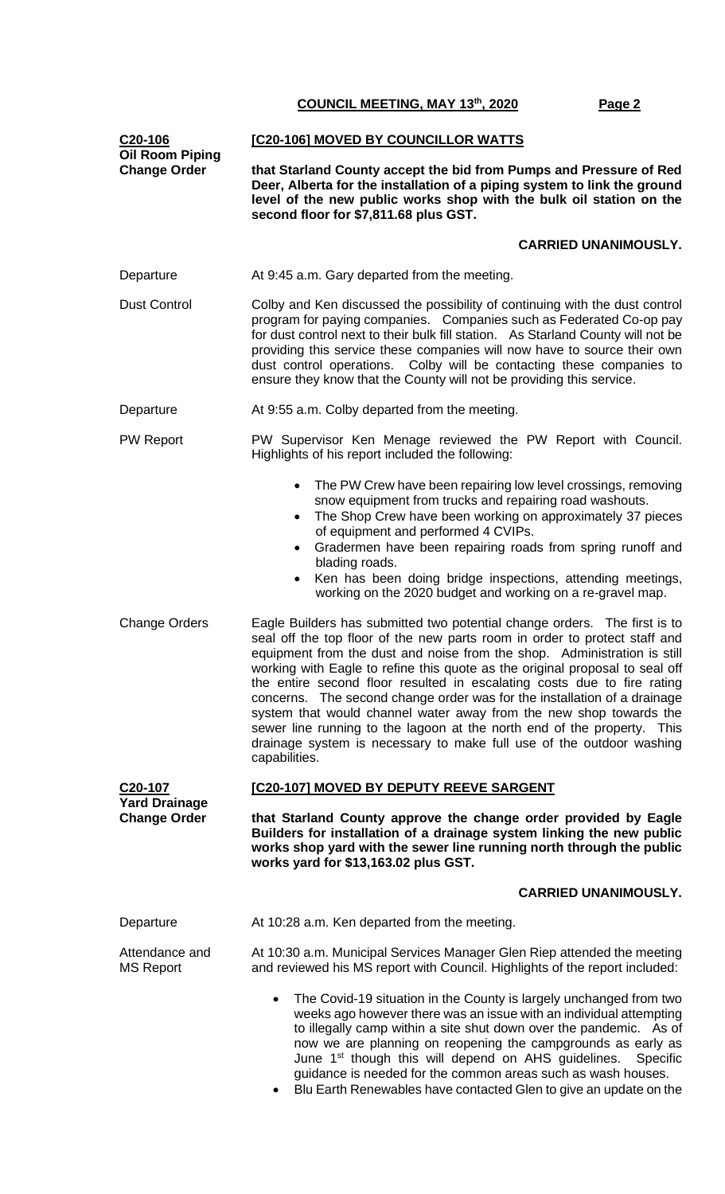**C20-106**
**Oil Room Piping Change Order**

**[C20-106] MOVED BY COUNCILLOR WATTS**

**that Starland County accept the bid from Pumps and Pressure of Red Deer, Alberta for the installation of a piping system to link the ground level of the new public works shop with the bulk oil station on the second floor for $7,811.68 plus GST.**

**CARRIED UNANIMOUSLY.**

Departure — At 9:45 a.m. Gary departed from the meeting.

Dust Control — Colby and Ken discussed the possibility of continuing with the dust control program for paying companies. Companies such as Federated Co-op pay for dust control next to their bulk fill station. As Starland County will not be providing this service these companies will now have to source their own dust control operations. Colby will be contacting these companies to ensure they know that the County will not be providing this service.

Departure — At 9:55 a.m. Colby departed from the meeting.

PW Report — PW Supervisor Ken Menage reviewed the PW Report with Council. Highlights of his report included the following:

- The PW Crew have been repairing low level crossings, removing snow equipment from trucks and repairing road washouts.
- The Shop Crew have been working on approximately 37 pieces of equipment and performed 4 CVIPs.
- Gradermen have been repairing roads from spring runoff and blading roads.
- Ken has been doing bridge inspections, attending meetings, working on the 2020 budget and working on a re-gravel map.

Change Orders — Eagle Builders has submitted two potential change orders. The first is to seal off the top floor of the new parts room in order to protect staff and equipment from the dust and noise from the shop. Administration is still working with Eagle to refine this quote as the original proposal to seal off the entire second floor resulted in escalating costs due to fire rating concerns. The second change order was for the installation of a drainage system that would channel water away from the new shop towards the sewer line running to the lagoon at the north end of the property. This drainage system is necessary to make full use of the outdoor washing capabilities.

**C20-107**
**Yard Drainage Change Order**

**[C20-107] MOVED BY DEPUTY REEVE SARGENT**

**that Starland County approve the change order provided by Eagle Builders for installation of a drainage system linking the new public works shop yard with the sewer line running north through the public works yard for $13,163.02 plus GST.**

**CARRIED UNANIMOUSLY.**

Departure — At 10:28 a.m. Ken departed from the meeting.

Attendance and MS Report — At 10:30 a.m. Municipal Services Manager Glen Riep attended the meeting and reviewed his MS report with Council. Highlights of the report included:

- The Covid-19 situation in the County is largely unchanged from two weeks ago however there was an issue with an individual attempting to illegally camp within a site shut down over the pandemic. As of now we are planning on reopening the campgrounds as early as June 1st though this will depend on AHS guidelines. Specific guidance is needed for the common areas such as wash houses.
- Blu Earth Renewables have contacted Glen to give an update on the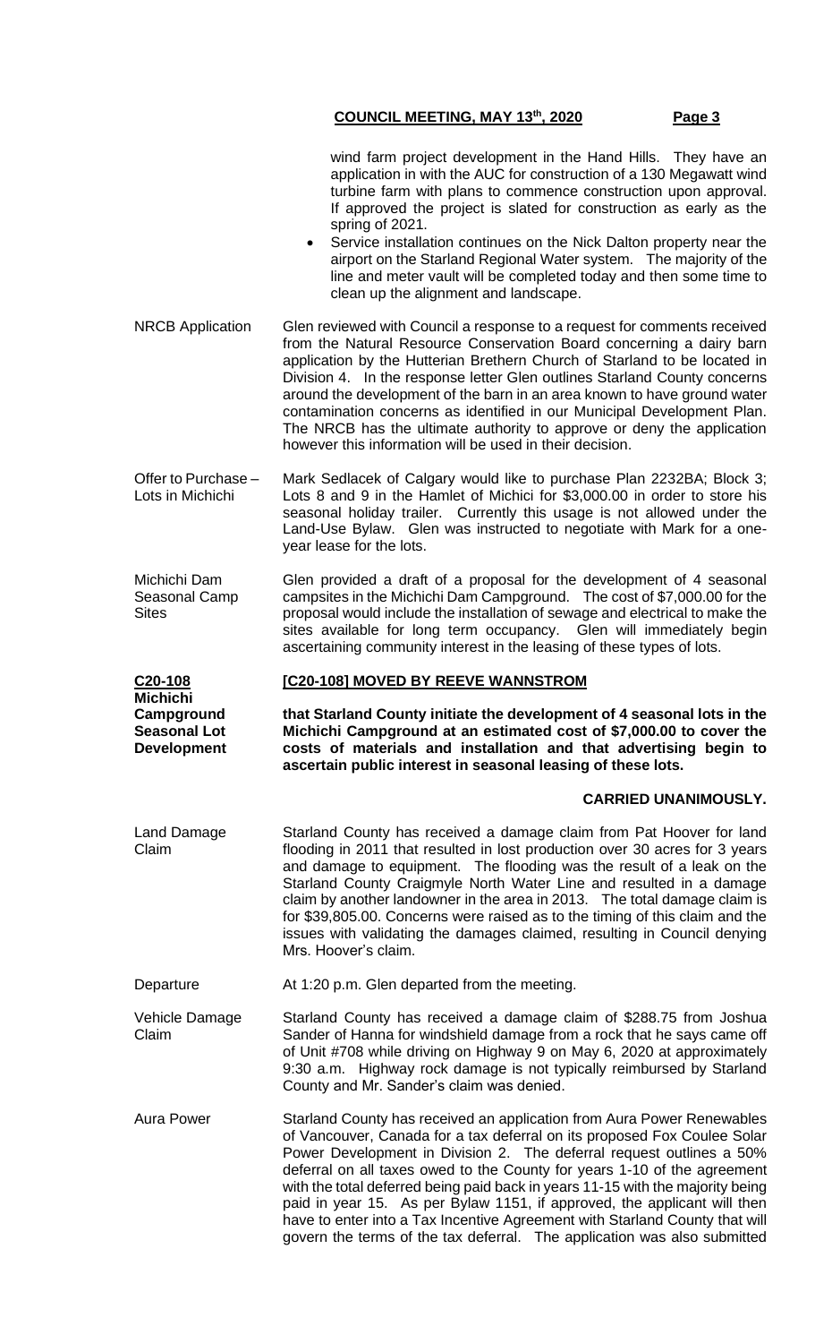wind farm project development in the Hand Hills. They have an application in with the AUC for construction of a 130 Megawatt wind turbine farm with plans to commence construction upon approval. If approved the project is slated for construction as early as the spring of 2021.

- Service installation continues on the Nick Dalton property near the airport on the Starland Regional Water system. The majority of the line and meter vault will be completed today and then some time to clean up the alignment and landscape.

**NRCB Application**

Glen reviewed with Council a response to a request for comments received from the Natural Resource Conservation Board concerning a dairy barn application by the Hutterian Brethern Church of Starland to be located in Division 4. In the response letter Glen outlines Starland County concerns around the development of the barn in an area known to have ground water contamination concerns as identified in our Municipal Development Plan. The NRCB has the ultimate authority to approve or deny the application however this information will be used in their decision.

**Offer to Purchase – Lots in Michichi**

Mark Sedlacek of Calgary would like to purchase Plan 2232BA; Block 3; Lots 8 and 9 in the Hamlet of Michici for $3,000.00 in order to store his seasonal holiday trailer. Currently this usage is not allowed under the Land-Use Bylaw. Glen was instructed to negotiate with Mark for a one-year lease for the lots.

**Michichi Dam Seasonal Camp Sites**

Glen provided a draft of a proposal for the development of 4 seasonal campsites in the Michichi Dam Campground. The cost of $7,000.00 for the proposal would include the installation of sewage and electrical to make the sites available for long term occupancy. Glen will immediately begin ascertaining community interest in the leasing of these types of lots.

**C20-108 Michichi Campground Seasonal Lot Development**

**[C20-108] MOVED BY REEVE WANNSTROM**

**that Starland County initiate the development of 4 seasonal lots in the Michichi Campground at an estimated cost of $7,000.00 to cover the costs of materials and installation and that advertising begin to ascertain public interest in seasonal leasing of these lots.**

**CARRIED UNANIMOUSLY.**

**Land Damage Claim**

Starland County has received a damage claim from Pat Hoover for land flooding in 2011 that resulted in lost production over 30 acres for 3 years and damage to equipment. The flooding was the result of a leak on the Starland County Craigmyle North Water Line and resulted in a damage claim by another landowner in the area in 2013. The total damage claim is for $39,805.00. Concerns were raised as to the timing of this claim and the issues with validating the damages claimed, resulting in Council denying Mrs. Hoover's claim.

**Departure**

At 1:20 p.m. Glen departed from the meeting.

**Vehicle Damage Claim**

Starland County has received a damage claim of $288.75 from Joshua Sander of Hanna for windshield damage from a rock that he says came off of Unit #708 while driving on Highway 9 on May 6, 2020 at approximately 9:30 a.m. Highway rock damage is not typically reimbursed by Starland County and Mr. Sander's claim was denied.

**Aura Power**

Starland County has received an application from Aura Power Renewables of Vancouver, Canada for a tax deferral on its proposed Fox Coulee Solar Power Development in Division 2. The deferral request outlines a 50% deferral on all taxes owed to the County for years 1-10 of the agreement with the total deferred being paid back in years 11-15 with the majority being paid in year 15. As per Bylaw 1151, if approved, the applicant will then have to enter into a Tax Incentive Agreement with Starland County that will govern the terms of the tax deferral. The application was also submitted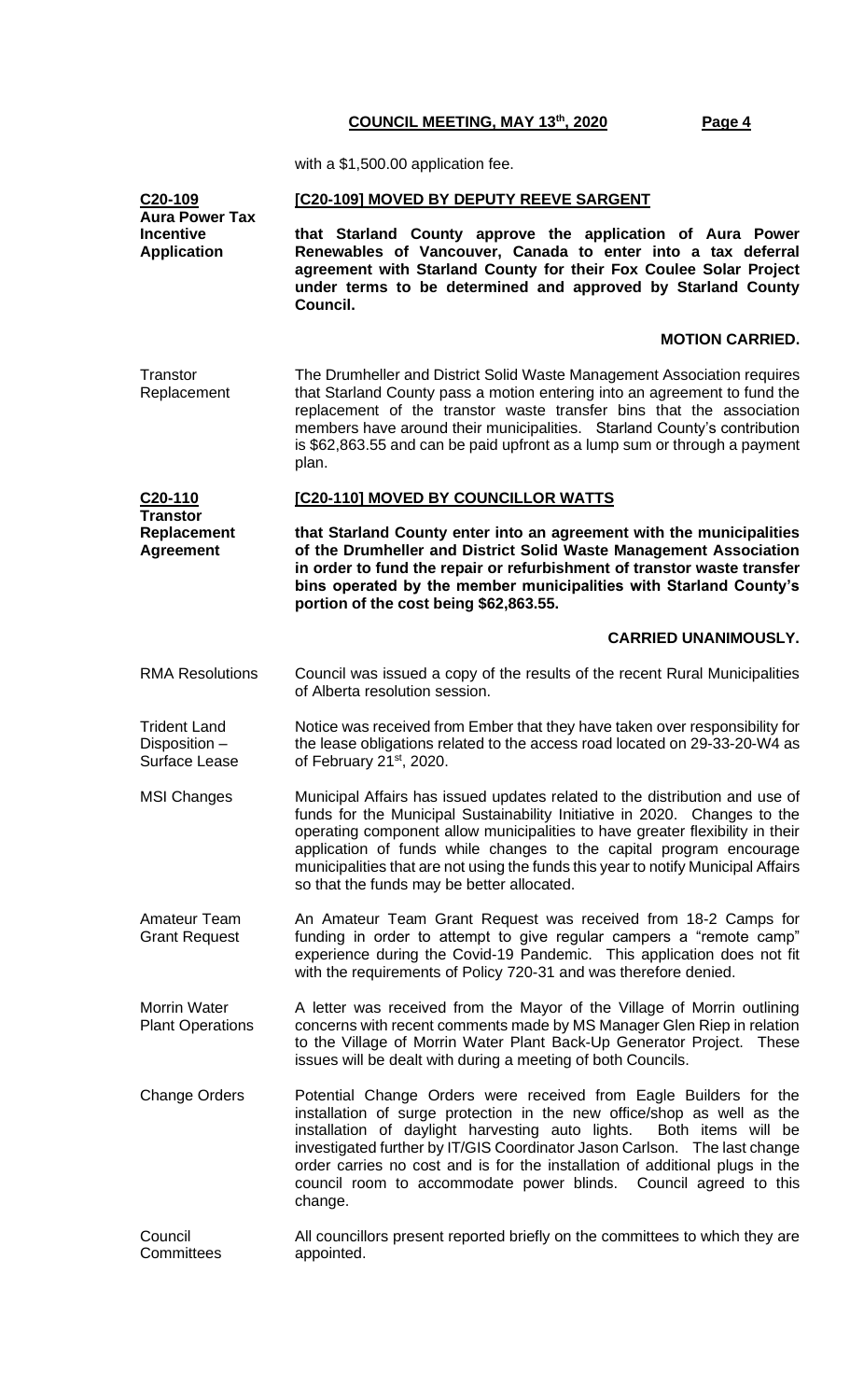with a $1,500.00 application fee.

**C20-109**
**Aura Power Tax Incentive Application**

**[C20-109] MOVED BY DEPUTY REEVE SARGENT**

**that Starland County approve the application of Aura Power Renewables of Vancouver, Canada to enter into a tax deferral agreement with Starland County for their Fox Coulee Solar Project under terms to be determined and approved by Starland County Council.**

**MOTION CARRIED.**

Transtor Replacement

The Drumheller and District Solid Waste Management Association requires that Starland County pass a motion entering into an agreement to fund the replacement of the transtor waste transfer bins that the association members have around their municipalities. Starland County's contribution is $62,863.55 and can be paid upfront as a lump sum or through a payment plan.

**C20-110**
**Transtor Replacement Agreement**

**[C20-110] MOVED BY COUNCILLOR WATTS**

**that Starland County enter into an agreement with the municipalities of the Drumheller and District Solid Waste Management Association in order to fund the repair or refurbishment of transtor waste transfer bins operated by the member municipalities with Starland County's portion of the cost being $62,863.55.**

**CARRIED UNANIMOUSLY.**

RMA Resolutions

Council was issued a copy of the results of the recent Rural Municipalities of Alberta resolution session.

Trident Land Disposition – Surface Lease

Notice was received from Ember that they have taken over responsibility for the lease obligations related to the access road located on 29-33-20-W4 as of February 21st, 2020.

MSI Changes

Municipal Affairs has issued updates related to the distribution and use of funds for the Municipal Sustainability Initiative in 2020. Changes to the operating component allow municipalities to have greater flexibility in their application of funds while changes to the capital program encourage municipalities that are not using the funds this year to notify Municipal Affairs so that the funds may be better allocated.

Amateur Team Grant Request

An Amateur Team Grant Request was received from 18-2 Camps for funding in order to attempt to give regular campers a "remote camp" experience during the Covid-19 Pandemic. This application does not fit with the requirements of Policy 720-31 and was therefore denied.

Morrin Water Plant Operations

A letter was received from the Mayor of the Village of Morrin outlining concerns with recent comments made by MS Manager Glen Riep in relation to the Village of Morrin Water Plant Back-Up Generator Project. These issues will be dealt with during a meeting of both Councils.

Change Orders

Potential Change Orders were received from Eagle Builders for the installation of surge protection in the new office/shop as well as the installation of daylight harvesting auto lights. Both items will be investigated further by IT/GIS Coordinator Jason Carlson. The last change order carries no cost and is for the installation of additional plugs in the council room to accommodate power blinds. Council agreed to this change.

Council Committees

All councillors present reported briefly on the committees to which they are appointed.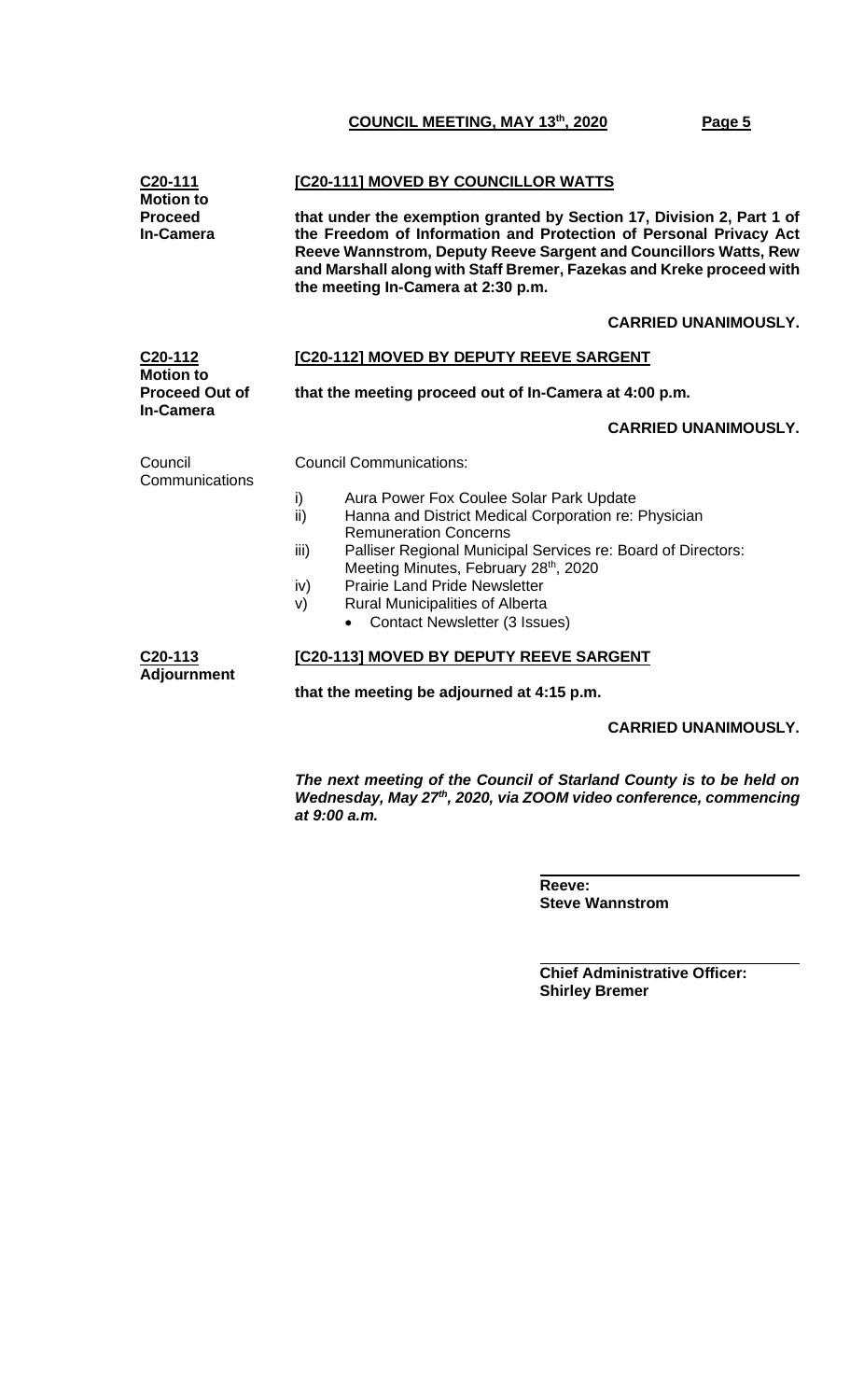**C20-111**
**Motion to Proceed In-Camera**

**[C20-111] MOVED BY COUNCILLOR WATTS**

**that under the exemption granted by Section 17, Division 2, Part 1 of the Freedom of Information and Protection of Personal Privacy Act Reeve Wannstrom, Deputy Reeve Sargent and Councillors Watts, Rew and Marshall along with Staff Bremer, Fazekas and Kreke proceed with the meeting In-Camera at 2:30 p.m.**

**CARRIED UNANIMOUSLY.**

**C20-112**
**Motion to Proceed Out of In-Camera**

**[C20-112] MOVED BY DEPUTY REEVE SARGENT**

**that the meeting proceed out of In-Camera at 4:00 p.m.**

**CARRIED UNANIMOUSLY.**

Council Communications

Council Communications:

i) Aura Power Fox Coulee Solar Park Update
ii) Hanna and District Medical Corporation re: Physician Remuneration Concerns
iii) Palliser Regional Municipal Services re: Board of Directors: Meeting Minutes, February 28th, 2020
iv) Prairie Land Pride Newsletter
v) Rural Municipalities of Alberta
    - Contact Newsletter (3 Issues)

**C20-113**
**Adjournment**

**[C20-113] MOVED BY DEPUTY REEVE SARGENT**

**that the meeting be adjourned at 4:15 p.m.**

**CARRIED UNANIMOUSLY.**

***The next meeting of the Council of Starland County is to be held on Wednesday, May 27th, 2020, via ZOOM video conference, commencing at 9:00 a.m.***

______________________________
**Reeve:**
**Steve Wannstrom**

______________________________
**Chief Administrative Officer:**
**Shirley Bremer**